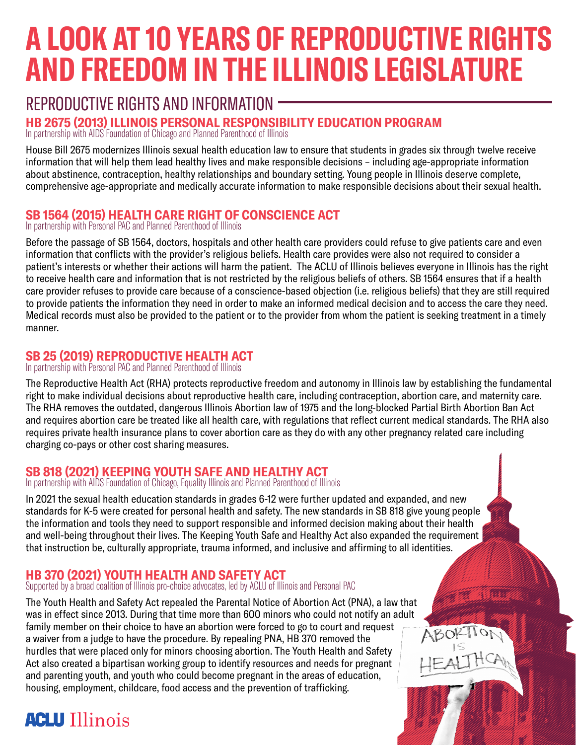# A LOOK AT 10 YEARS OF REPRODUCTIVE RIGHTS AND FREEDOM IN THE ILLINOIS LEGISLATURE

## REPRODUCTIVE RIGHTS AND INFORMATION

### HB 2675 (2013) ILLINOIS PERSONAL RESPONSIBILITY EDUCATION PROGRAM

In partnership with AIDS Foundation of Chicago and Planned Parenthood of Illinois

House Bill 2675 modernizes Illinois sexual health education law to ensure that students in grades six through twelve receive information that will help them lead healthy lives and make responsible decisions – including age-appropriate information about abstinence, contraception, healthy relationships and boundary setting. Young people in Illinois deserve complete, comprehensive age-appropriate and medically accurate information to make responsible decisions about their sexual health.

### SB 1564 (2015) HEALTH CARE RIGHT OF CONSCIENCE ACT

In partnership with Personal PAC and Planned Parenthood of Illinois

Before the passage of SB 1564, doctors, hospitals and other health care providers could refuse to give patients care and even information that conflicts with the provider's religious beliefs. Health care provides were also not required to consider a patient's interests or whether their actions will harm the patient. The ACLU of Illinois believes everyone in Illinois has the right to receive health care and information that is not restricted by the religious beliefs of others. SB 1564 ensures that if a health care provider refuses to provide care because of a conscience-based objection (i.e. religious beliefs) that they are still required to provide patients the information they need in order to make an informed medical decision and to access the care they need. Medical records must also be provided to the patient or to the provider from whom the patient is seeking treatment in a timely manner.

### SB 25 (2019) REPRODUCTIVE HEALTH ACT

In partnership with Personal PAC and Planned Parenthood of Illinois

The Reproductive Health Act (RHA) protects reproductive freedom and autonomy in Illinois law by establishing the fundamental right to make individual decisions about reproductive health care, including contraception, abortion care, and maternity care. The RHA removes the outdated, dangerous Illinois Abortion law of 1975 and the long-blocked Partial Birth Abortion Ban Act and requires abortion care be treated like all health care, with regulations that reflect current medical standards. The RHA also requires private health insurance plans to cover abortion care as they do with any other pregnancy related care including charging co-pays or other cost sharing measures.

### SB 818 (2021) KEEPING YOUTH SAFE AND HEALTHY ACT

In partnership with AIDS Foundation of Chicago, Equality Illinois and Planned Parenthood of Illinois

In 2021 the sexual health education standards in grades 6-12 were further updated and expanded, and new standards for K-5 were created for personal health and safety. The new standards in SB 818 give young people the information and tools they need to support responsible and informed decision making about their health and well-being throughout their lives. The Keeping Youth Safe and Healthy Act also expanded the requirement that instruction be, culturally appropriate, trauma informed, and inclusive and affirming to all identities.

### HB 370 (2021) YOUTH HEALTH AND SAFETY ACT

Supported by a broad coalition of Illinois pro-choice advocates, led by ACLU of Illinois and Personal PAC

The Youth Health and Safety Act repealed the Parental Notice of Abortion Act (PNA), a law that was in effect since 2013. During that time more than 600 minors who could not notify an adult family member on their choice to have an abortion were forced to go to court and request a waiver from a judge to have the procedure. By repealing PNA, HB 370 removed the hurdles that were placed only for minors choosing abortion. The Youth Health and Safety Act also created a bipartisan working group to identify resources and needs for pregnant and parenting youth, and youth who could become pregnant in the areas of education, housing, employment, childcare, food access and the prevention of trafficking.

ACLU Illinois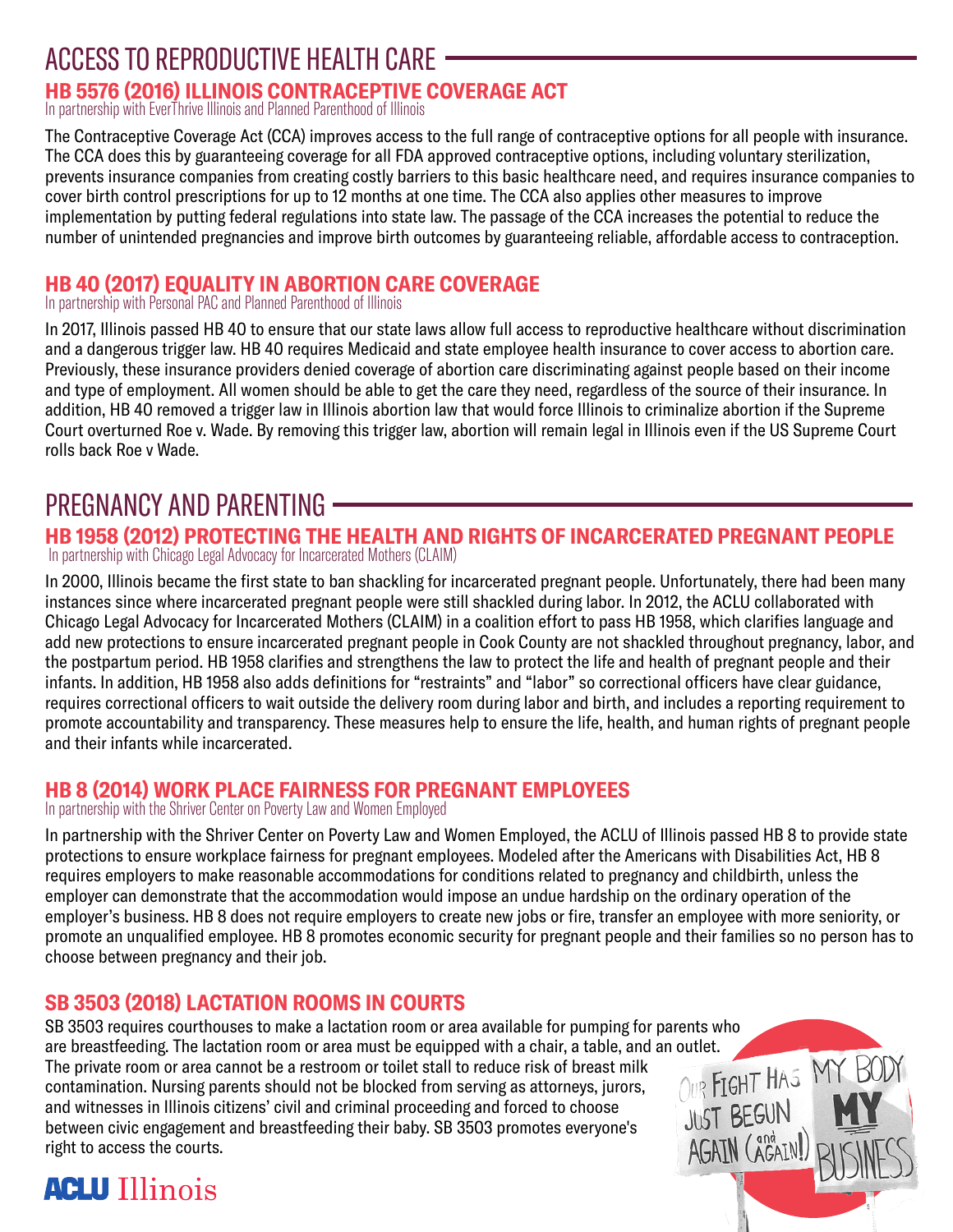## ACCESS TO REPRODUCTIVE HEALTH CARE

### HB 5576 (2016) ILLINOIS CONTRACEPTIVE COVERAGE ACT

In partnership with EverThrive Illinois and Planned Parenthood of Illinois

The Contraceptive Coverage Act (CCA) improves access to the full range of contraceptive options for all people with insurance. The CCA does this by guaranteeing coverage for all FDA approved contraceptive options, including voluntary sterilization, prevents insurance companies from creating costly barriers to this basic healthcare need, and requires insurance companies to cover birth control prescriptions for up to 12 months at one time. The CCA also applies other measures to improve implementation by putting federal regulations into state law. The passage of the CCA increases the potential to reduce the number of unintended pregnancies and improve birth outcomes by guaranteeing reliable, affordable access to contraception.

### HB 40 (2017) EQUALITY IN ABORTION CARE COVERAGE

In partnership with Personal PAC and Planned Parenthood of Illinois

In 2017, Illinois passed HB 40 to ensure that our state laws allow full access to reproductive healthcare without discrimination and a dangerous trigger law. HB 40 requires Medicaid and state employee health insurance to cover access to abortion care. Previously, these insurance providers denied coverage of abortion care discriminating against people based on their income and type of employment. All women should be able to get the care they need, regardless of the source of their insurance. In addition, HB 40 removed a trigger law in Illinois abortion law that would force Illinois to criminalize abortion if the Supreme Court overturned Roe v. Wade. By removing this trigger law, abortion will remain legal in Illinois even if the US Supreme Court rolls back Roe v Wade.

## PREGNANCY AND PARENTING

### HB 1958 (2012) PROTECTING THE HEALTH AND RIGHTS OF INCARCERATED PREGNANT PEOPLE

In partnership with Chicago Legal Advocacy for Incarcerated Mothers (CLAIM)

In 2000, Illinois became the first state to ban shackling for incarcerated pregnant people. Unfortunately, there had been many instances since where incarcerated pregnant people were still shackled during labor. In 2012, the ACLU collaborated with Chicago Legal Advocacy for Incarcerated Mothers (CLAIM) in a coalition effort to pass HB 1958, which clarifies language and add new protections to ensure incarcerated pregnant people in Cook County are not shackled throughout pregnancy, labor, and the postpartum period. HB 1958 clarifies and strengthens the law to protect the life and health of pregnant people and their infants. In addition, HB 1958 also adds definitions for "restraints" and "labor" so correctional officers have clear guidance, requires correctional officers to wait outside the delivery room during labor and birth, and includes a reporting requirement to promote accountability and transparency. These measures help to ensure the life, health, and human rights of pregnant people and their infants while incarcerated.

### HB 8 (2014) WORK PLACE FAIRNESS FOR PREGNANT EMPLOYEES

In partnership with the Shriver Center on Poverty Law and Women Employed

In partnership with the Shriver Center on Poverty Law and Women Employed, the ACLU of Illinois passed HB 8 to provide state protections to ensure workplace fairness for pregnant employees. Modeled after the Americans with Disabilities Act, HB 8 requires employers to make reasonable accommodations for conditions related to pregnancy and childbirth, unless the employer can demonstrate that the accommodation would impose an undue hardship on the ordinary operation of the employer's business. HB 8 does not require employers to create new jobs or fire, transfer an employee with more seniority, or promote an unqualified employee. HB 8 promotes economic security for pregnant people and their families so no person has to choose between pregnancy and their job.

### SB 3503 (2018) LACTATION ROOMS IN COURTS

SB 3503 requires courthouses to make a lactation room or area available for pumping for parents who are breastfeeding. The lactation room or area must be equipped with a chair, a table, and an outlet. The private room or area cannot be a restroom or toilet stall to reduce risk of breast milk contamination. Nursing parents should not be blocked from serving as attorneys, jurors, and witnesses in Illinois citizens' civil and criminal proceeding and forced to choose between civic engagement and breastfeeding their baby. SB 3503 promotes everyone's right to access the courts.

ACLU Illinois